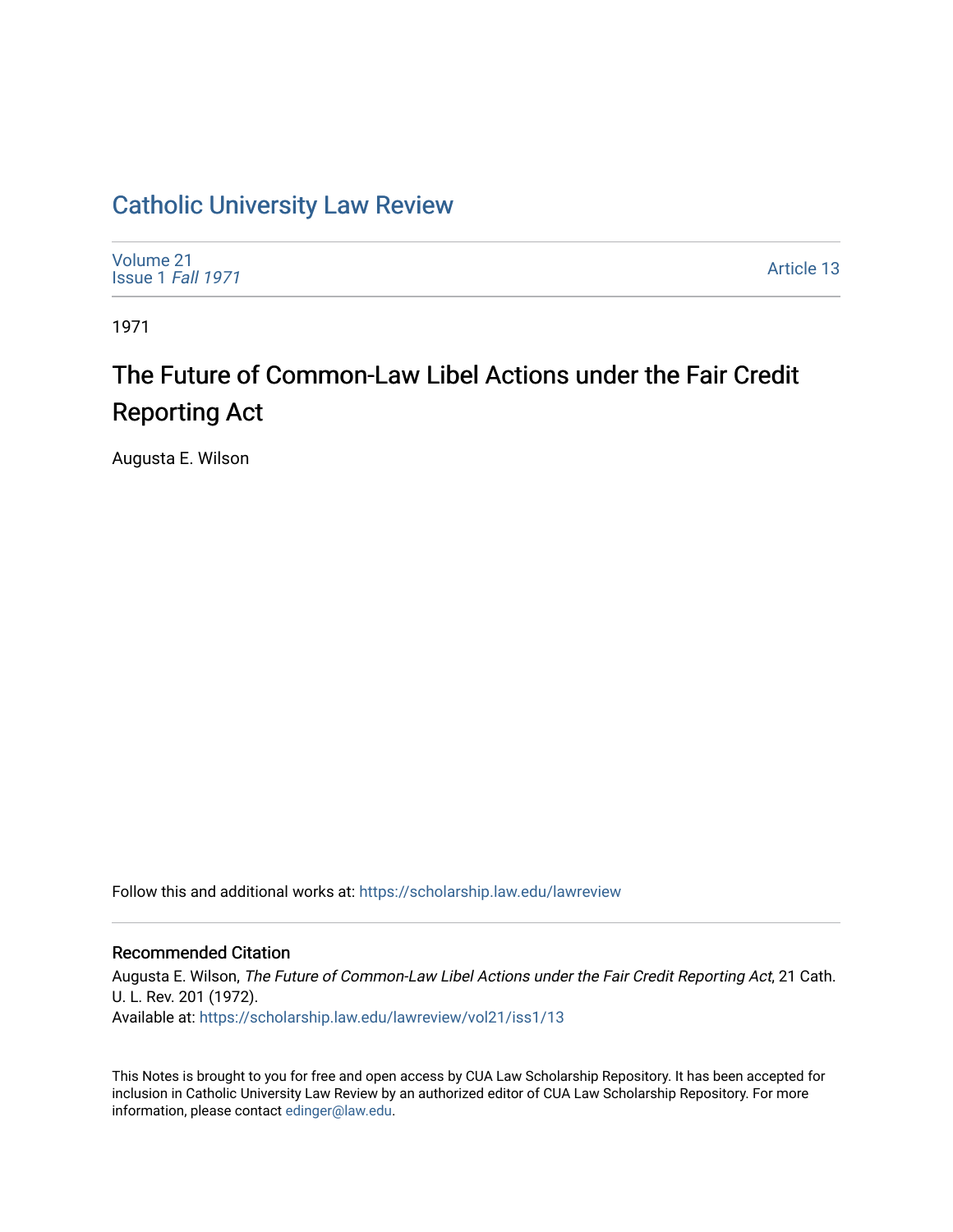# Catholic University Law Review

Volume 21
Issue 1 *Fall 1971*

Article 13

1971

## The Future of Common-Law Libel Actions under the Fair Credit Reporting Act

Augusta E. Wilson

Follow this and additional works at: https://scholarship.law.edu/lawreview

### Recommended Citation

Augusta E. Wilson, *The Future of Common-Law Libel Actions under the Fair Credit Reporting Act*, 21 Cath. U. L. Rev. 201 (1972).
Available at: https://scholarship.law.edu/lawreview/vol21/iss1/13

This Notes is brought to you for free and open access by CUA Law Scholarship Repository. It has been accepted for inclusion in Catholic University Law Review by an authorized editor of CUA Law Scholarship Repository. For more information, please contact edinger@law.edu.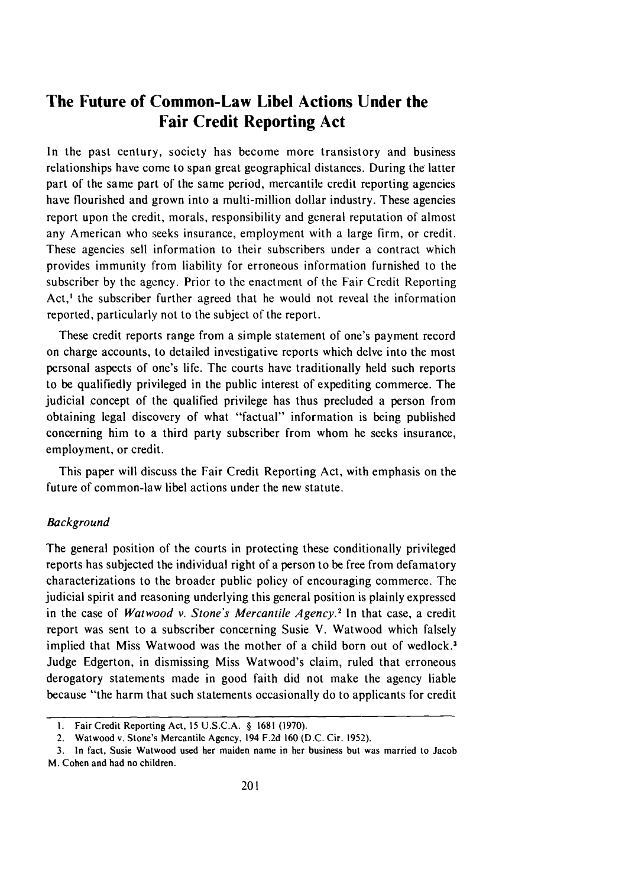# The Future of Common-Law Libel Actions Under the Fair Credit Reporting Act

In the past century, society has become more transistory and business relationships have come to span great geographical distances. During the latter part of the same part of the same period, mercantile credit reporting agencies have flourished and grown into a multi-million dollar industry. These agencies report upon the credit, morals, responsibility and general reputation of almost any American who seeks insurance, employment with a large firm, or credit. These agencies sell information to their subscribers under a contract which provides immunity from liability for erroneous information furnished to the subscriber by the agency. Prior to the enactment of the Fair Credit Reporting Act,[1] the subscriber further agreed that he would not reveal the information reported, particularly not to the subject of the report.

These credit reports range from a simple statement of one's payment record on charge accounts, to detailed investigative reports which delve into the most personal aspects of one's life. The courts have traditionally held such reports to be qualifiedly privileged in the public interest of expediting commerce. The judicial concept of the qualified privilege has thus precluded a person from obtaining legal discovery of what "factual" information is being published concerning him to a third party subscriber from whom he seeks insurance, employment, or credit.

This paper will discuss the Fair Credit Reporting Act, with emphasis on the future of common-law libel actions under the new statute.

### *Background*

The general position of the courts in protecting these conditionally privileged reports has subjected the individual right of a person to be free from defamatory characterizations to the broader public policy of encouraging commerce. The judicial spirit and reasoning underlying this general position is plainly expressed in the case of *Watwood v. Stone's Mercantile Agency*.[2] In that case, a credit report was sent to a subscriber concerning Susie V. Watwood which falsely implied that Miss Watwood was the mother of a child born out of wedlock.[3] Judge Edgerton, in dismissing Miss Watwood's claim, ruled that erroneous derogatory statements made in good faith did not make the agency liable because "the harm that such statements occasionally do to applicants for credit

---

1. Fair Credit Reporting Act, 15 U.S.C.A. § 1681 (1970).
2. Watwood v. Stone's Mercantile Agency, 194 F.2d 160 (D.C. Cir. 1952).
3. In fact, Susie Watwood used her maiden name in her business but was married to Jacob M. Cohen and had no children.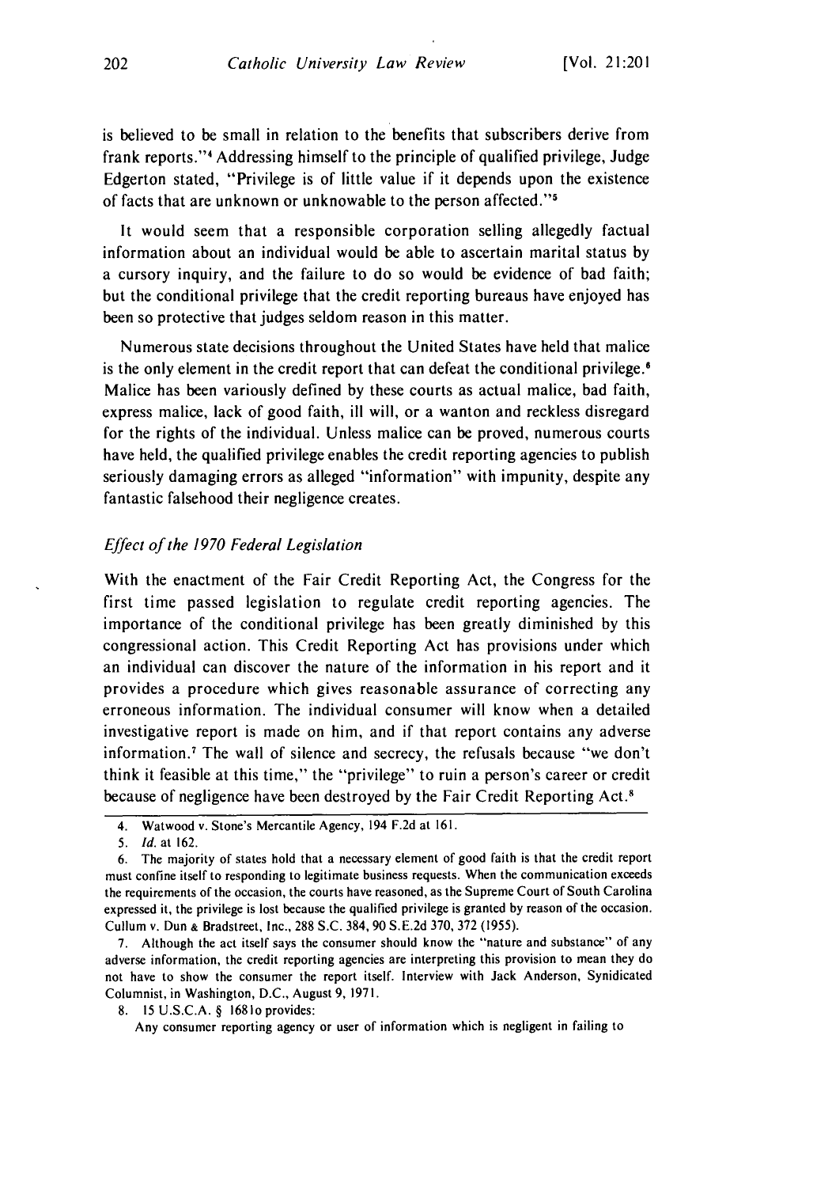is believed to be small in relation to the benefits that subscribers derive from frank reports."[4] Addressing himself to the principle of qualified privilege, Judge Edgerton stated, "Privilege is of little value if it depends upon the existence of facts that are unknown or unknowable to the person affected."[5]

It would seem that a responsible corporation selling allegedly factual information about an individual would be able to ascertain marital status by a cursory inquiry, and the failure to do so would be evidence of bad faith; but the conditional privilege that the credit reporting bureaus have enjoyed has been so protective that judges seldom reason in this matter.

Numerous state decisions throughout the United States have held that malice is the only element in the credit report that can defeat the conditional privilege.[6] Malice has been variously defined by these courts as actual malice, bad faith, express malice, lack of good faith, ill will, or a wanton and reckless disregard for the rights of the individual. Unless malice can be proved, numerous courts have held, the qualified privilege enables the credit reporting agencies to publish seriously damaging errors as alleged "information" with impunity, despite any fantastic falsehood their negligence creates.

### *Effect of the 1970 Federal Legislation*

With the enactment of the Fair Credit Reporting Act, the Congress for the first time passed legislation to regulate credit reporting agencies. The importance of the conditional privilege has been greatly diminished by this congressional action. This Credit Reporting Act has provisions under which an individual can discover the nature of the information in his report and it provides a procedure which gives reasonable assurance of correcting any erroneous information. The individual consumer will know when a detailed investigative report is made on him, and if that report contains any adverse information.[7] The wall of silence and secrecy, the refusals because "we don't think it feasible at this time," the "privilege" to ruin a person's career or credit because of negligence have been destroyed by the Fair Credit Reporting Act.[8]

---

4. Watwood v. Stone's Mercantile Agency, 194 F.2d at 161.

5. *Id.* at 162.

6. The majority of states hold that a necessary element of good faith is that the credit report must confine itself to responding to legitimate business requests. When the communication exceeds the requirements of the occasion, the courts have reasoned, as the Supreme Court of South Carolina expressed it, the privilege is lost because the qualified privilege is granted by reason of the occasion. Cullum v. Dun & Bradstreet, Inc., 288 S.C. 384, 90 S.E.2d 370, 372 (1955).

7. Although the act itself says the consumer should know the "nature and substance" of any adverse information, the credit reporting agencies are interpreting this provision to mean they do not have to show the consumer the report itself. Interview with Jack Anderson, Synidicated Columnist, in Washington, D.C., August 9, 1971.

8. 15 U.S.C.A. § 1681o provides:

Any consumer reporting agency or user of information which is negligent in failing to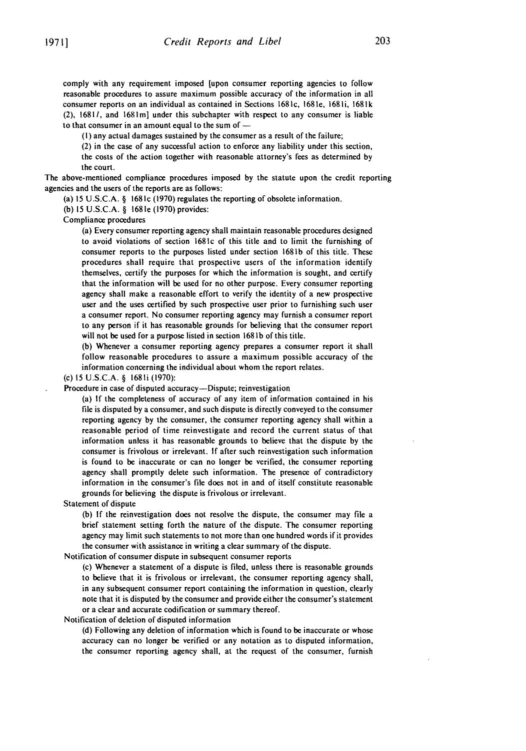comply with any requirement imposed [upon consumer reporting agencies to follow reasonable procedures to assure maximum possible accuracy of the information in all consumer reports on an individual as contained in Sections 1681c, 1681e, 1681i, 1681k (2), 1681*l*, and 1681m] under this subchapter with respect to any consumer is liable to that consumer in an amount equal to the sum of —

(1) any actual damages sustained by the consumer as a result of the failure;

(2) in the case of any successful action to enforce any liability under this section, the costs of the action together with reasonable attorney's fees as determined by the court.

The above-mentioned compliance procedures imposed by the statute upon the credit reporting agencies and the users of the reports are as follows:

(a) 15 U.S.C.A. § 1681c (1970) regulates the reporting of obsolete information.

(b) 15 U.S.C.A. § 1681e (1970) provides:

Compliance procedures

(a) Every consumer reporting agency shall maintain reasonable procedures designed to avoid violations of section 1681c of this title and to limit the furnishing of consumer reports to the purposes listed under section 1681b of this title. These procedures shall require that prospective users of the information identify themselves, certify the purposes for which the information is sought, and certify that the information will be used for no other purpose. Every consumer reporting agency shall make a reasonable effort to verify the identity of a new prospective user and the uses certified by such prospective user prior to furnishing such user a consumer report. No consumer reporting agency may furnish a consumer report to any person if it has reasonable grounds for believing that the consumer report will not be used for a purpose listed in section 1681b of this title.

(b) Whenever a consumer reporting agency prepares a consumer report it shall follow reasonable procedures to assure a maximum possible accuracy of the information concerning the individual about whom the report relates.

(c) 15 U.S.C.A. § 1681i (1970):

Procedure in case of disputed accuracy—Dispute; reinvestigation

(a) If the completeness of accuracy of any item of information contained in his file is disputed by a consumer, and such dispute is directly conveyed to the consumer reporting agency by the consumer, the consumer reporting agency shall within a reasonable period of time reinvestigate and record the current status of that information unless it has reasonable grounds to believe that the dispute by the consumer is frivolous or irrelevant. If after such reinvestigation such information is found to be inaccurate or can no longer be verified, the consumer reporting agency shall promptly delete such information. The presence of contradictory information in the consumer's file does not in and of itself constitute reasonable grounds for believing the dispute is frivolous or irrelevant.

Statement of dispute

(b) If the reinvestigation does not resolve the dispute, the consumer may file a brief statement setting forth the nature of the dispute. The consumer reporting agency may limit such statements to not more than one hundred words if it provides the consumer with assistance in writing a clear summary of the dispute.

Notification of consumer dispute in subsequent consumer reports

(c) Whenever a statement of a dispute is filed, unless there is reasonable grounds to believe that it is frivolous or irrelevant, the consumer reporting agency shall, in any subsequent consumer report containing the information in question, clearly note that it is disputed by the consumer and provide either the consumer's statement or a clear and accurate codification or summary thereof.

Notification of deletion of disputed information

(d) Following any deletion of information which is found to be inaccurate or whose accuracy can no longer be verified or any notation as to disputed information, the consumer reporting agency shall, at the request of the consumer, furnish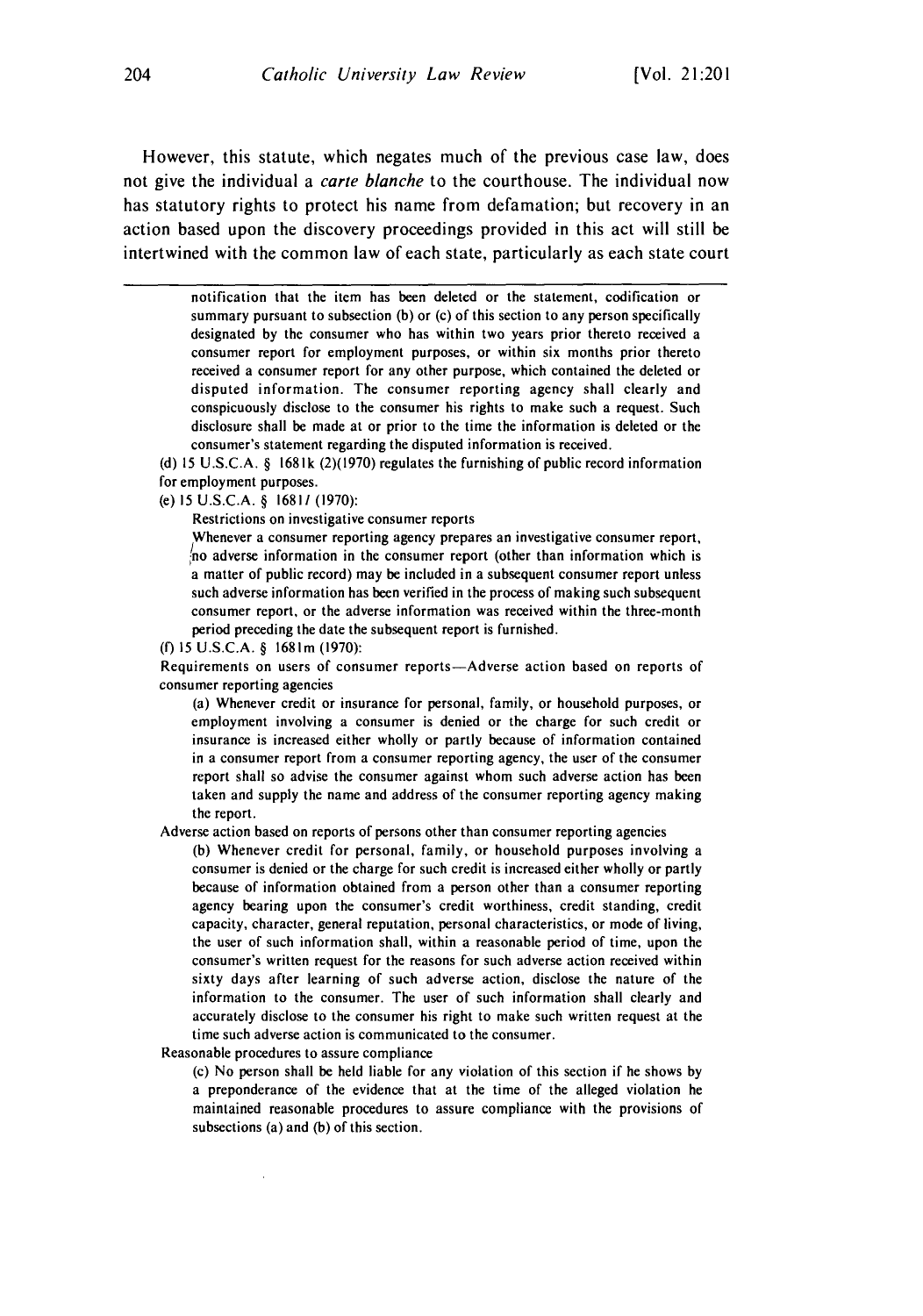However, this statute, which negates much of the previous case law, does not give the individual a *carte blanche* to the courthouse. The individual now has statutory rights to protect his name from defamation; but recovery in an action based upon the discovery proceedings provided in this act will still be intertwined with the common law of each state, particularly as each state court

---

notification that the item has been deleted or the statement, codification or summary pursuant to subsection (b) or (c) of this section to any person specifically designated by the consumer who has within two years prior thereto received a consumer report for employment purposes, or within six months prior thereto received a consumer report for any other purpose, which contained the deleted or disputed information. The consumer reporting agency shall clearly and conspicuously disclose to the consumer his rights to make such a request. Such disclosure shall be made at or prior to the time the information is deleted or the consumer's statement regarding the disputed information is received.

(d) 15 U.S.C.A. § 1681k (2)(1970) regulates the furnishing of public record information for employment purposes.

(e) 15 U.S.C.A. § 1681*l* (1970):

Restrictions on investigative consumer reports

Whenever a consumer reporting agency prepares an investigative consumer report, no adverse information in the consumer report (other than information which is a matter of public record) may be included in a subsequent consumer report unless such adverse information has been verified in the process of making such subsequent consumer report, or the adverse information was received within the three-month period preceding the date the subsequent report is furnished.

(f) 15 U.S.C.A. § 1681m (1970):

Requirements on users of consumer reports—Adverse action based on reports of consumer reporting agencies

(a) Whenever credit or insurance for personal, family, or household purposes, or employment involving a consumer is denied or the charge for such credit or insurance is increased either wholly or partly because of information contained in a consumer report from a consumer reporting agency, the user of the consumer report shall so advise the consumer against whom such adverse action has been taken and supply the name and address of the consumer reporting agency making the report.

Adverse action based on reports of persons other than consumer reporting agencies

(b) Whenever credit for personal, family, or household purposes involving a consumer is denied or the charge for such credit is increased either wholly or partly because of information obtained from a person other than a consumer reporting agency bearing upon the consumer's credit worthiness, credit standing, credit capacity, character, general reputation, personal characteristics, or mode of living, the user of such information shall, within a reasonable period of time, upon the consumer's written request for the reasons for such adverse action received within sixty days after learning of such adverse action, disclose the nature of the information to the consumer. The user of such information shall clearly and accurately disclose to the consumer his right to make such written request at the time such adverse action is communicated to the consumer.

Reasonable procedures to assure compliance

(c) No person shall be held liable for any violation of this section if he shows by a preponderance of the evidence that at the time of the alleged violation he maintained reasonable procedures to assure compliance with the provisions of subsections (a) and (b) of this section.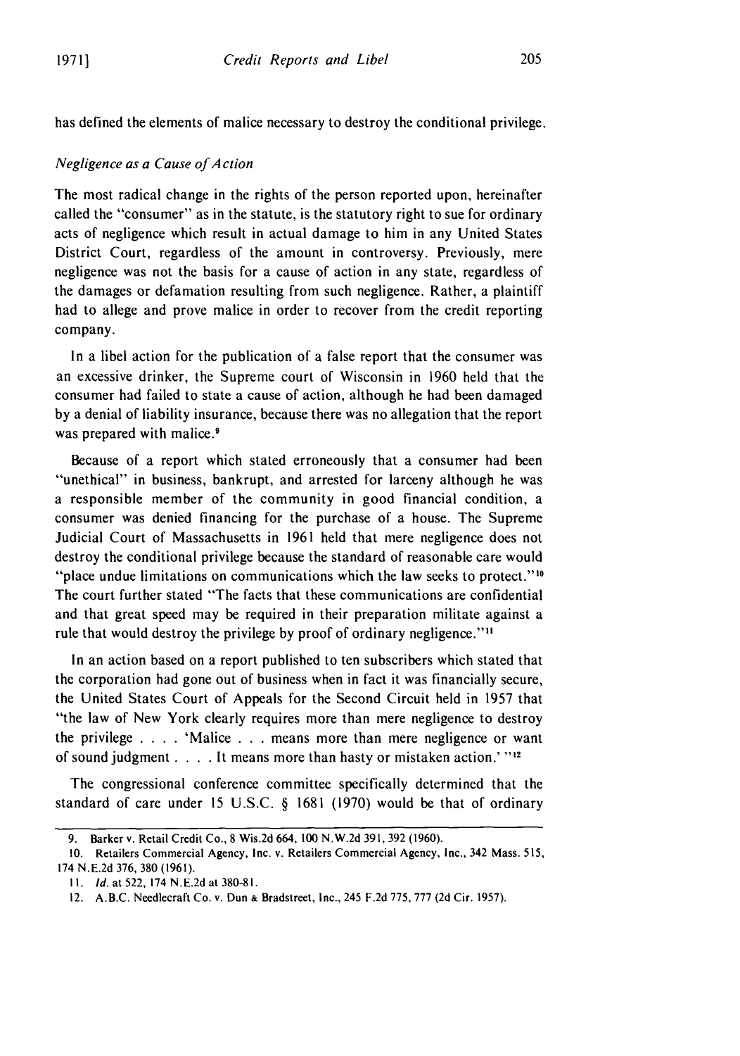has defined the elements of malice necessary to destroy the conditional privilege.

*Negligence as a Cause of Action*

The most radical change in the rights of the person reported upon, hereinafter called the "consumer" as in the statute, is the statutory right to sue for ordinary acts of negligence which result in actual damage to him in any United States District Court, regardless of the amount in controversy. Previously, mere negligence was not the basis for a cause of action in any state, regardless of the damages or defamation resulting from such negligence. Rather, a plaintiff had to allege and prove malice in order to recover from the credit reporting company.

In a libel action for the publication of a false report that the consumer was an excessive drinker, the Supreme court of Wisconsin in 1960 held that the consumer had failed to state a cause of action, although he had been damaged by a denial of liability insurance, because there was no allegation that the report was prepared with malice.[9]

Because of a report which stated erroneously that a consumer had been "unethical" in business, bankrupt, and arrested for larceny although he was a responsible member of the community in good financial condition, a consumer was denied financing for the purchase of a house. The Supreme Judicial Court of Massachusetts in 1961 held that mere negligence does not destroy the conditional privilege because the standard of reasonable care would "place undue limitations on communications which the law seeks to protect."[10] The court further stated "The facts that these communications are confidential and that great speed may be required in their preparation militate against a rule that would destroy the privilege by proof of ordinary negligence."[11]

In an action based on a report published to ten subscribers which stated that the corporation had gone out of business when in fact it was financially secure, the United States Court of Appeals for the Second Circuit held in 1957 that "the law of New York clearly requires more than mere negligence to destroy the privilege . . . . 'Malice . . . means more than mere negligence or want of sound judgment . . . . It means more than hasty or mistaken action.' "[12]

The congressional conference committee specifically determined that the standard of care under 15 U.S.C. § 1681 (1970) would be that of ordinary

---

9. Barker v. Retail Credit Co., 8 Wis.2d 664, 100 N.W.2d 391, 392 (1960).

10. Retailers Commercial Agency, Inc. v. Retailers Commercial Agency, Inc., 342 Mass. 515, 174 N.E.2d 376, 380 (1961).

11. *Id.* at 522, 174 N.E.2d at 380-81.

12. A.B.C. Needlecraft Co. v. Dun & Bradstreet, Inc., 245 F.2d 775, 777 (2d Cir. 1957).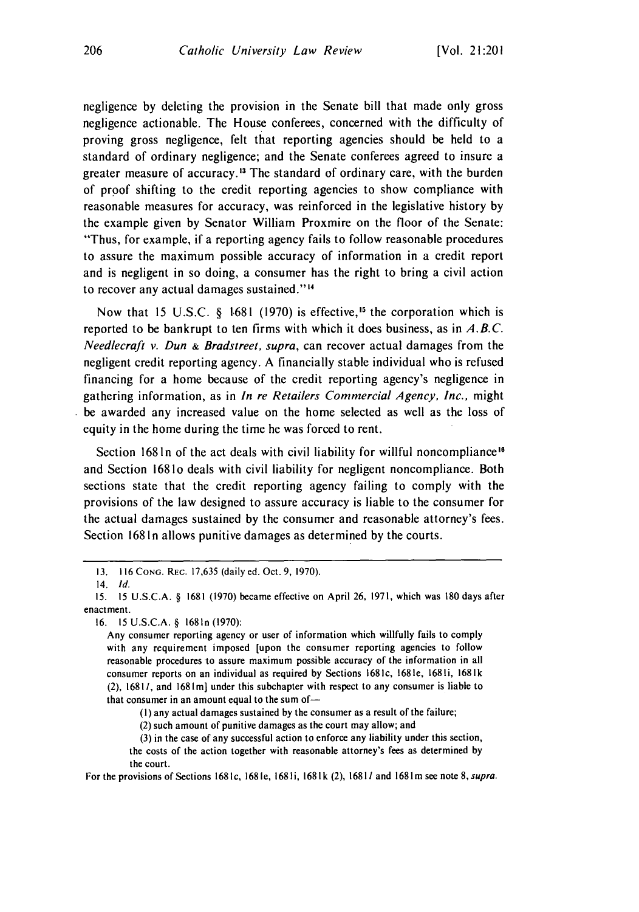negligence by deleting the provision in the Senate bill that made only gross negligence actionable. The House conferees, concerned with the difficulty of proving gross negligence, felt that reporting agencies should be held to a standard of ordinary negligence; and the Senate conferees agreed to insure a greater measure of accuracy.[13] The standard of ordinary care, with the burden of proof shifting to the credit reporting agencies to show compliance with reasonable measures for accuracy, was reinforced in the legislative history by the example given by Senator William Proxmire on the floor of the Senate: "Thus, for example, if a reporting agency fails to follow reasonable procedures to assure the maximum possible accuracy of information in a credit report and is negligent in so doing, a consumer has the right to bring a civil action to recover any actual damages sustained."[14]

Now that 15 U.S.C. § 1681 (1970) is effective,[15] the corporation which is reported to be bankrupt to ten firms with which it does business, as in *A.B.C. Needlecraft v. Dun & Bradstreet, supra*, can recover actual damages from the negligent credit reporting agency. A financially stable individual who is refused financing for a home because of the credit reporting agency's negligence in gathering information, as in *In re Retailers Commercial Agency, Inc.*, might be awarded any increased value on the home selected as well as the loss of equity in the home during the time he was forced to rent.

Section 1681n of the act deals with civil liability for willful noncompliance[16] and Section 1681o deals with civil liability for negligent noncompliance. Both sections state that the credit reporting agency failing to comply with the provisions of the law designed to assure accuracy is liable to the consumer for the actual damages sustained by the consumer and reasonable attorney's fees. Section 1681n allows punitive damages as determined by the courts.

---

13. 116 CONG. REC. 17,635 (daily ed. Oct. 9, 1970).

14. *Id.*

15. 15 U.S.C.A. § 1681 (1970) became effective on April 26, 1971, which was 180 days after enactment.

16. 15 U.S.C.A. § 1681n (1970):

> Any consumer reporting agency or user of information which willfully fails to comply with any requirement imposed [upon the consumer reporting agencies to follow reasonable procedures to assure maximum possible accuracy of the information in all consumer reports on an individual as required by Sections 1681c, 1681e, 1681i, 1681k (2), 1681*l*, and 1681m] under this subchapter with respect to any consumer is liable to that consumer in an amount equal to the sum of—
>
> (1) any actual damages sustained by the consumer as a result of the failure;
>
> (2) such amount of punitive damages as the court may allow; and
>
> (3) in the case of any successful action to enforce any liability under this section, the costs of the action together with reasonable attorney's fees as determined by the court.

For the provisions of Sections 1681c, 1681e, 1681i, 1681k (2), 1681*l* and 1681m see note 8, *supra*.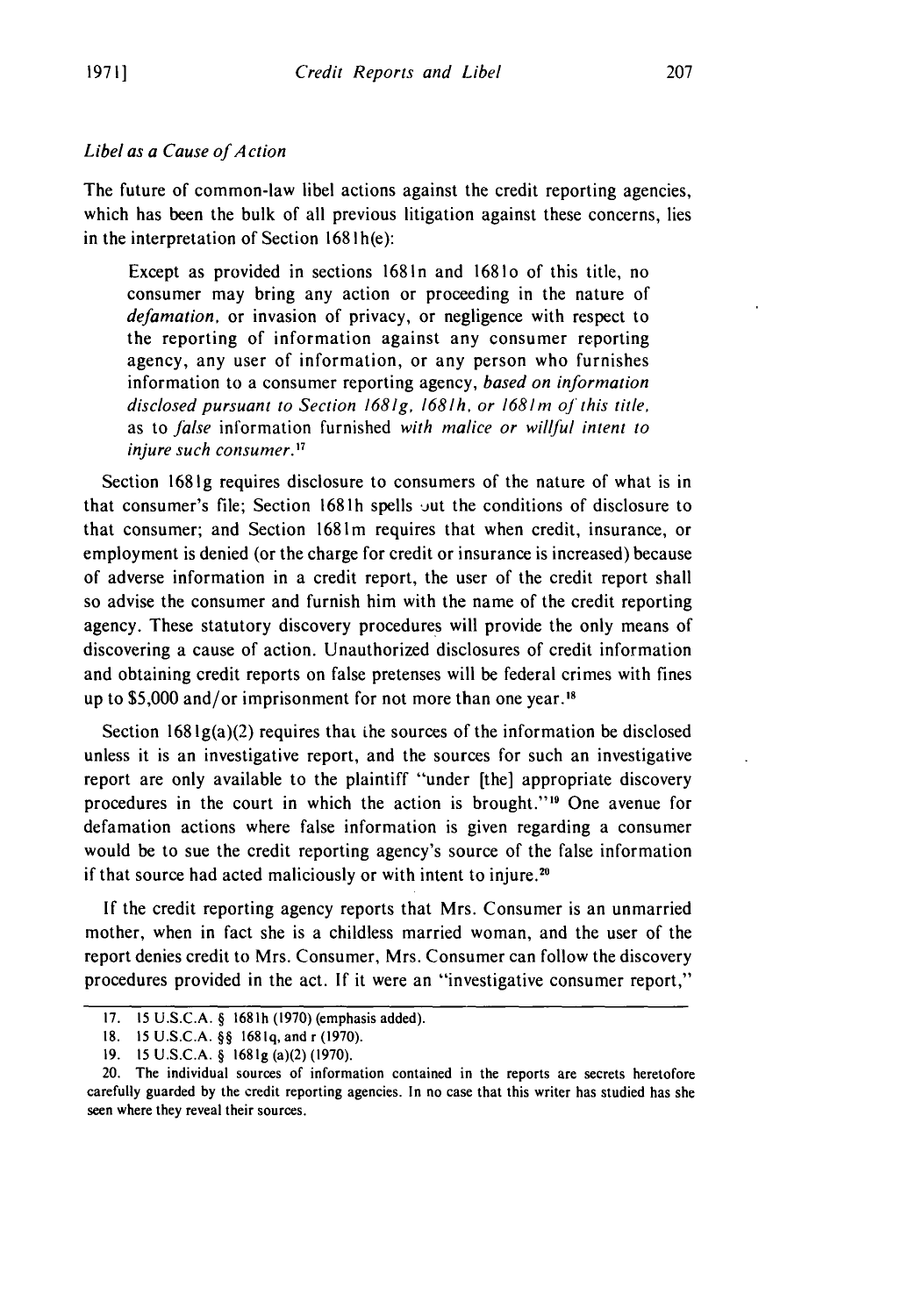*Libel as a Cause of Action*

The future of common-law libel actions against the credit reporting agencies, which has been the bulk of all previous litigation against these concerns, lies in the interpretation of Section 1681h(e):

> Except as provided in sections 1681n and 1681o of this title, no consumer may bring any action or proceeding in the nature of *defamation*, or invasion of privacy, or negligence with respect to the reporting of information against any consumer reporting agency, any user of information, or any person who furnishes information to a consumer reporting agency, *based on information disclosed pursuant to Section 1681g, 1681h, or 1681m of this title,* as to *false* information furnished *with malice or willful intent to injure such consumer.*[17]

Section 1681g requires disclosure to consumers of the nature of what is in that consumer's file; Section 1681h spells out the conditions of disclosure to that consumer; and Section 1681m requires that when credit, insurance, or employment is denied (or the charge for credit or insurance is increased) because of adverse information in a credit report, the user of the credit report shall so advise the consumer and furnish him with the name of the credit reporting agency. These statutory discovery procedures will provide the only means of discovering a cause of action. Unauthorized disclosures of credit information and obtaining credit reports on false pretenses will be federal crimes with fines up to $5,000 and/or imprisonment for not more than one year.[18]

Section 1681g(a)(2) requires that the sources of the information be disclosed unless it is an investigative report, and the sources for such an investigative report are only available to the plaintiff "under [the] appropriate discovery procedures in the court in which the action is brought."[19] One avenue for defamation actions where false information is given regarding a consumer would be to sue the credit reporting agency's source of the false information if that source had acted maliciously or with intent to injure.[20]

If the credit reporting agency reports that Mrs. Consumer is an unmarried mother, when in fact she is a childless married woman, and the user of the report denies credit to Mrs. Consumer, Mrs. Consumer can follow the discovery procedures provided in the act. If it were an "investigative consumer report,"

---

17. 15 U.S.C.A. § 1681h (1970) (emphasis added).

18. 15 U.S.C.A. §§ 1681q, and r (1970).

19. 15 U.S.C.A. § 1681g (a)(2) (1970).

20. The individual sources of information contained in the reports are secrets heretofore carefully guarded by the credit reporting agencies. In no case that this writer has studied has she seen where they reveal their sources.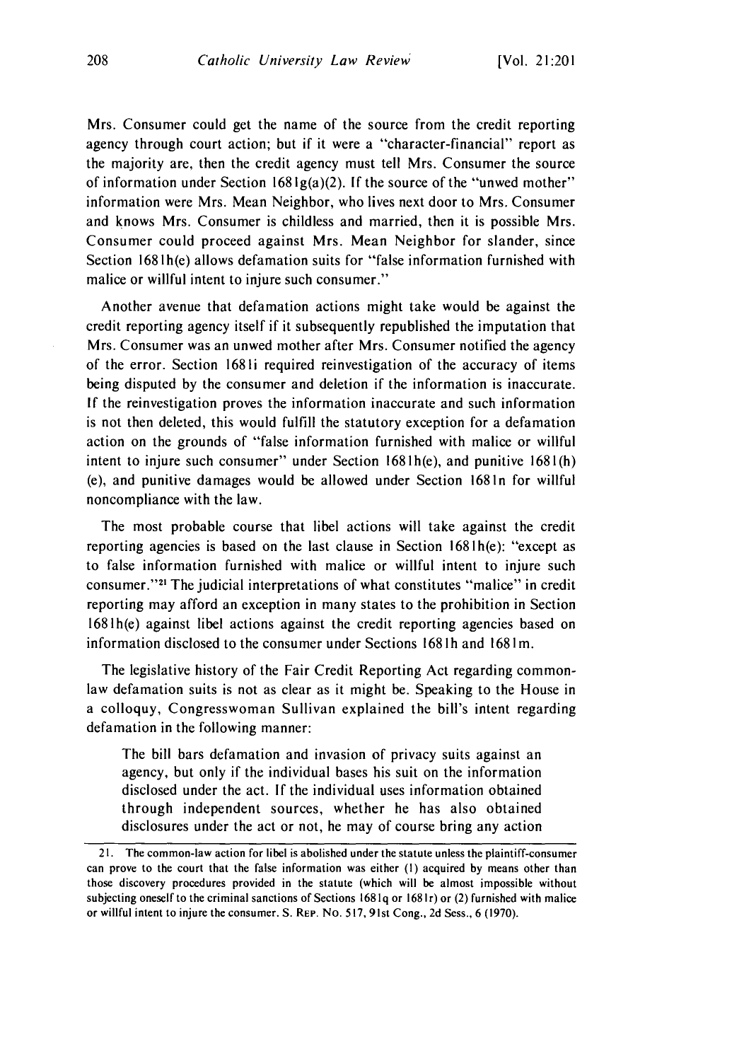Mrs. Consumer could get the name of the source from the credit reporting agency through court action; but if it were a "character-financial" report as the majority are, then the credit agency must tell Mrs. Consumer the source of information under Section 1681g(a)(2). If the source of the "unwed mother" information were Mrs. Mean Neighbor, who lives next door to Mrs. Consumer and knows Mrs. Consumer is childless and married, then it is possible Mrs. Consumer could proceed against Mrs. Mean Neighbor for slander, since Section 1681h(e) allows defamation suits for "false information furnished with malice or willful intent to injure such consumer."

Another avenue that defamation actions might take would be against the credit reporting agency itself if it subsequently republished the imputation that Mrs. Consumer was an unwed mother after Mrs. Consumer notified the agency of the error. Section 1681i required reinvestigation of the accuracy of items being disputed by the consumer and deletion if the information is inaccurate. If the reinvestigation proves the information inaccurate and such information is not then deleted, this would fulfill the statutory exception for a defamation action on the grounds of "false information furnished with malice or willful intent to injure such consumer" under Section 1681h(e), and punitive 1681(h) (e), and punitive damages would be allowed under Section 1681n for willful noncompliance with the law.

The most probable course that libel actions will take against the credit reporting agencies is based on the last clause in Section 1681h(e): "except as to false information furnished with malice or willful intent to injure such consumer."[21] The judicial interpretations of what constitutes "malice" in credit reporting may afford an exception in many states to the prohibition in Section 1681h(e) against libel actions against the credit reporting agencies based on information disclosed to the consumer under Sections 1681h and 1681m.

The legislative history of the Fair Credit Reporting Act regarding common-law defamation suits is not as clear as it might be. Speaking to the House in a colloquy, Congresswoman Sullivan explained the bill's intent regarding defamation in the following manner:

> The bill bars defamation and invasion of privacy suits against an agency, but only if the individual bases his suit on the information disclosed under the act. If the individual uses information obtained through independent sources, whether he has also obtained disclosures under the act or not, he may of course bring any action

---

21. The common-law action for libel is abolished under the statute unless the plaintiff-consumer can prove to the court that the false information was either (1) acquired by means other than those discovery procedures provided in the statute (which will be almost impossible without subjecting oneself to the criminal sanctions of Sections 1681q or 1681r) or (2) furnished with malice or willful intent to injure the consumer. S. REP. NO. 517, 91st Cong., 2d Sess., 6 (1970).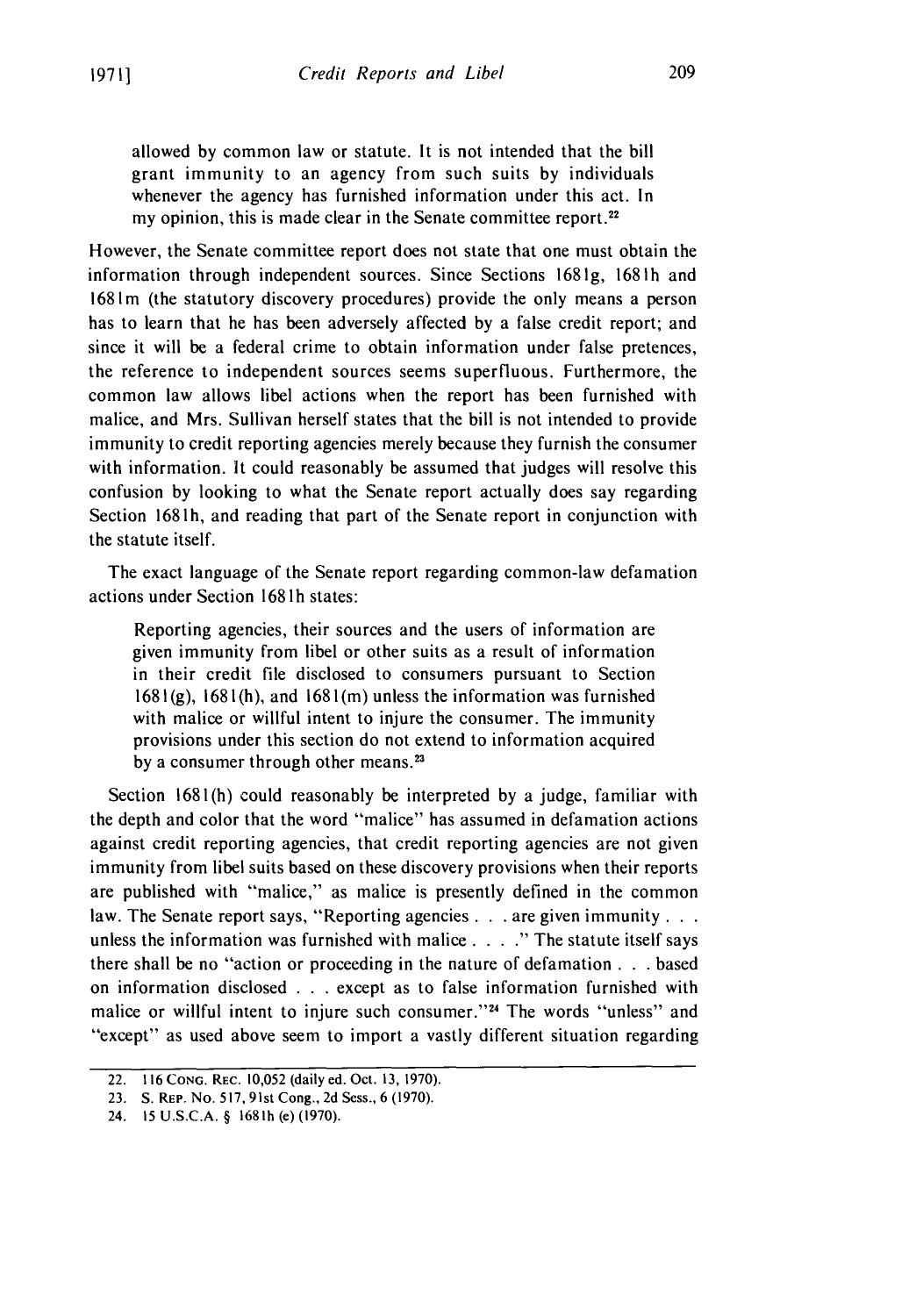> allowed by common law or statute. It is not intended that the bill grant immunity to an agency from such suits by individuals whenever the agency has furnished information under this act. In my opinion, this is made clear in the Senate committee report.[22]

However, the Senate committee report does not state that one must obtain the information through independent sources. Since Sections 1681g, 1681h and 1681m (the statutory discovery procedures) provide the only means a person has to learn that he has been adversely affected by a false credit report; and since it will be a federal crime to obtain information under false pretences, the reference to independent sources seems superfluous. Furthermore, the common law allows libel actions when the report has been furnished with malice, and Mrs. Sullivan herself states that the bill is not intended to provide immunity to credit reporting agencies merely because they furnish the consumer with information. It could reasonably be assumed that judges will resolve this confusion by looking to what the Senate report actually does say regarding Section 1681h, and reading that part of the Senate report in conjunction with the statute itself.

The exact language of the Senate report regarding common-law defamation actions under Section 1681h states:

> Reporting agencies, their sources and the users of information are given immunity from libel or other suits as a result of information in their credit file disclosed to consumers pursuant to Section 1681(g), 1681(h), and 1681(m) unless the information was furnished with malice or willful intent to injure the consumer. The immunity provisions under this section do not extend to information acquired by a consumer through other means.[23]

Section 1681(h) could reasonably be interpreted by a judge, familiar with the depth and color that the word "malice" has assumed in defamation actions against credit reporting agencies, that credit reporting agencies are not given immunity from libel suits based on these discovery provisions when their reports are published with "malice," as malice is presently defined in the common law. The Senate report says, "Reporting agencies . . . are given immunity . . . unless the information was furnished with malice . . . ." The statute itself says there shall be no "action or proceeding in the nature of defamation . . . based on information disclosed . . . except as to false information furnished with malice or willful intent to injure such consumer."[24] The words "unless" and "except" as used above seem to import a vastly different situation regarding

---

22. 116 CONG. REC. 10,052 (daily ed. Oct. 13, 1970).

23. S. REP. No. 517, 91st Cong., 2d Sess., 6 (1970).

24. 15 U.S.C.A. § 1681h (e) (1970).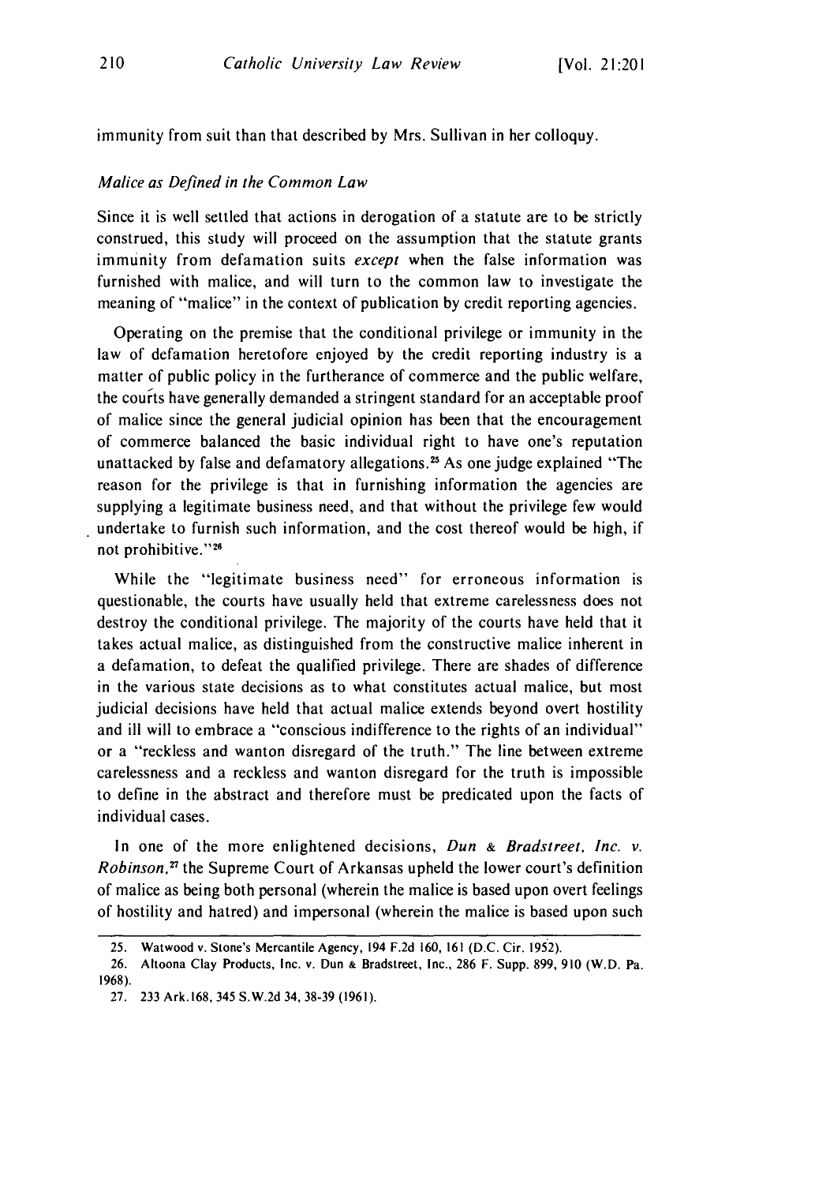immunity from suit than that described by Mrs. Sullivan in her colloquy.

### *Malice as Defined in the Common Law*

Since it is well settled that actions in derogation of a statute are to be strictly construed, this study will proceed on the assumption that the statute grants immunity from defamation suits *except* when the false information was furnished with malice, and will turn to the common law to investigate the meaning of "malice" in the context of publication by credit reporting agencies.

Operating on the premise that the conditional privilege or immunity in the law of defamation heretofore enjoyed by the credit reporting industry is a matter of public policy in the furtherance of commerce and the public welfare, the courts have generally demanded a stringent standard for an acceptable proof of malice since the general judicial opinion has been that the encouragement of commerce balanced the basic individual right to have one's reputation unattacked by false and defamatory allegations.[25] As one judge explained "The reason for the privilege is that in furnishing information the agencies are supplying a legitimate business need, and that without the privilege few would undertake to furnish such information, and the cost thereof would be high, if not prohibitive."[26]

While the "legitimate business need" for erroneous information is questionable, the courts have usually held that extreme carelessness does not destroy the conditional privilege. The majority of the courts have held that it takes actual malice, as distinguished from the constructive malice inherent in a defamation, to defeat the qualified privilege. There are shades of difference in the various state decisions as to what constitutes actual malice, but most judicial decisions have held that actual malice extends beyond overt hostility and ill will to embrace a "conscious indifference to the rights of an individual" or a "reckless and wanton disregard of the truth." The line between extreme carelessness and a reckless and wanton disregard for the truth is impossible to define in the abstract and therefore must be predicated upon the facts of individual cases.

In one of the more enlightened decisions, *Dun & Bradstreet, Inc. v. Robinson,*[27] the Supreme Court of Arkansas upheld the lower court's definition of malice as being both personal (wherein the malice is based upon overt feelings of hostility and hatred) and impersonal (wherein the malice is based upon such

25. Watwood v. Stone's Mercantile Agency, 194 F.2d 160, 161 (D.C. Cir. 1952).

26. Altoona Clay Products, Inc. v. Dun & Bradstreet, Inc., 286 F. Supp. 899, 910 (W.D. Pa. 1968).

27. 233 Ark.168, 345 S.W.2d 34, 38-39 (1961).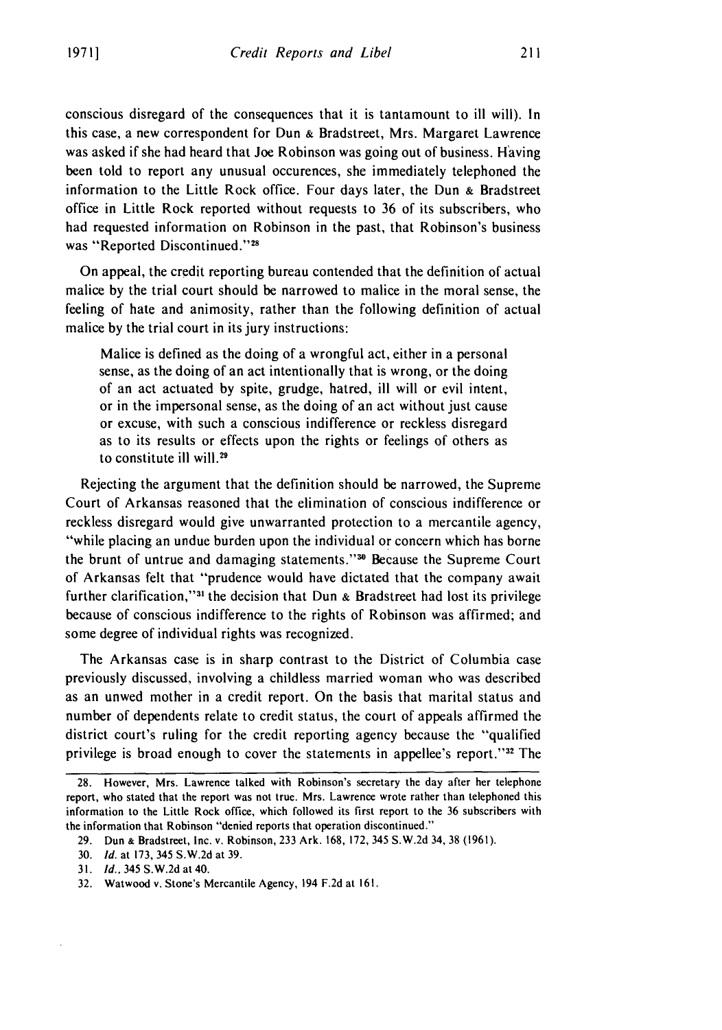conscious disregard of the consequences that it is tantamount to ill will). In this case, a new correspondent for Dun & Bradstreet, Mrs. Margaret Lawrence was asked if she had heard that Joe Robinson was going out of business. Having been told to report any unusual occurences, she immediately telephoned the information to the Little Rock office. Four days later, the Dun & Bradstreet office in Little Rock reported without requests to 36 of its subscribers, who had requested information on Robinson in the past, that Robinson's business was "Reported Discontinued."[28]

On appeal, the credit reporting bureau contended that the definition of actual malice by the trial court should be narrowed to malice in the moral sense, the feeling of hate and animosity, rather than the following definition of actual malice by the trial court in its jury instructions:

> Malice is defined as the doing of a wrongful act, either in a personal sense, as the doing of an act intentionally that is wrong, or the doing of an act actuated by spite, grudge, hatred, ill will or evil intent, or in the impersonal sense, as the doing of an act without just cause or excuse, with such a conscious indifference or reckless disregard as to its results or effects upon the rights or feelings of others as to constitute ill will.[29]

Rejecting the argument that the definition should be narrowed, the Supreme Court of Arkansas reasoned that the elimination of conscious indifference or reckless disregard would give unwarranted protection to a mercantile agency, "while placing an undue burden upon the individual or concern which has borne the brunt of untrue and damaging statements."[30] Because the Supreme Court of Arkansas felt that "prudence would have dictated that the company await further clarification,"[31] the decision that Dun & Bradstreet had lost its privilege because of conscious indifference to the rights of Robinson was affirmed; and some degree of individual rights was recognized.

The Arkansas case is in sharp contrast to the District of Columbia case previously discussed, involving a childless married woman who was described as an unwed mother in a credit report. On the basis that marital status and number of dependents relate to credit status, the court of appeals affirmed the district court's ruling for the credit reporting agency because the "qualified privilege is broad enough to cover the statements in appellee's report."[32] The

---

28. However, Mrs. Lawrence talked with Robinson's secretary the day after her telephone report, who stated that the report was not true. Mrs. Lawrence wrote rather than telephoned this information to the Little Rock office, which followed its first report to the 36 subscribers with the information that Robinson "denied reports that operation discontinued."

29. Dun & Bradstreet, Inc. v. Robinson, 233 Ark. 168, 172, 345 S.W.2d 34, 38 (1961).

30. *Id.* at 173, 345 S.W.2d at 39.

31. *Id.*, 345 S.W.2d at 40.

32. Watwood v. Stone's Mercantile Agency, 194 F.2d at 161.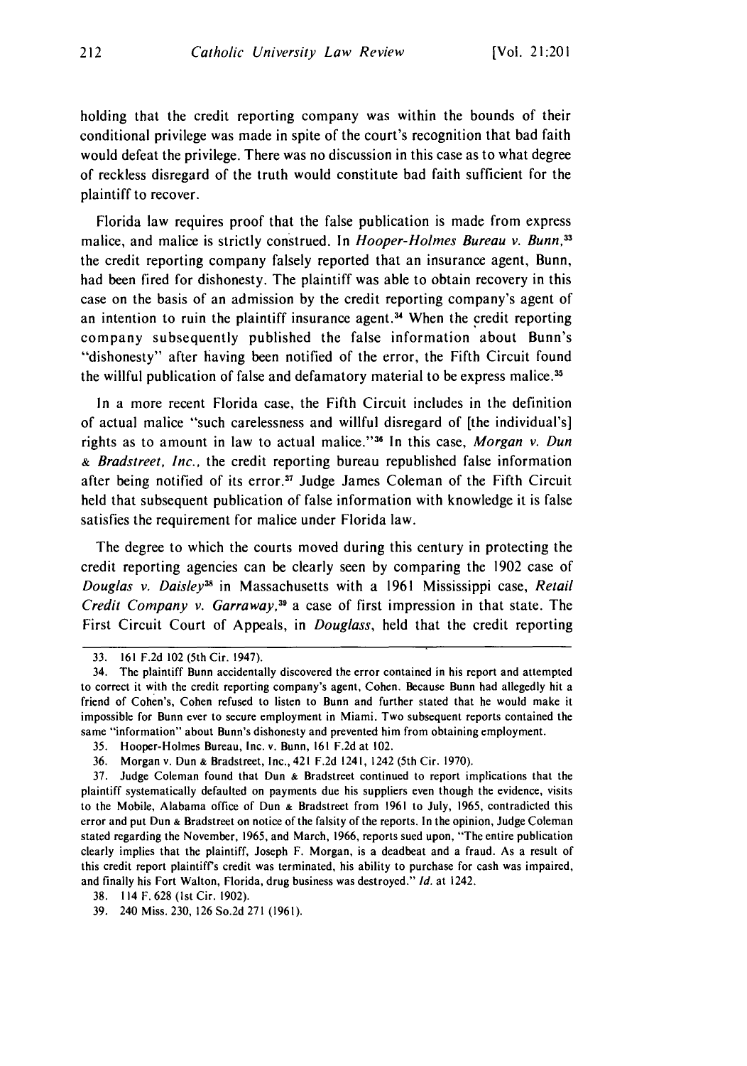holding that the credit reporting company was within the bounds of their conditional privilege was made in spite of the court's recognition that bad faith would defeat the privilege. There was no discussion in this case as to what degree of reckless disregard of the truth would constitute bad faith sufficient for the plaintiff to recover.

Florida law requires proof that the false publication is made from express malice, and malice is strictly construed. In *Hooper-Holmes Bureau v. Bunn,*[33] the credit reporting company falsely reported that an insurance agent, Bunn, had been fired for dishonesty. The plaintiff was able to obtain recovery in this case on the basis of an admission by the credit reporting company's agent of an intention to ruin the plaintiff insurance agent.[34] When the credit reporting company subsequently published the false information about Bunn's "dishonesty" after having been notified of the error, the Fifth Circuit found the willful publication of false and defamatory material to be express malice.[35]

In a more recent Florida case, the Fifth Circuit includes in the definition of actual malice "such carelessness and willful disregard of [the individual's] rights as to amount in law to actual malice."[36] In this case, *Morgan v. Dun & Bradstreet, Inc.,* the credit reporting bureau republished false information after being notified of its error.[37] Judge James Coleman of the Fifth Circuit held that subsequent publication of false information with knowledge it is false satisfies the requirement for malice under Florida law.

The degree to which the courts moved during this century in protecting the credit reporting agencies can be clearly seen by comparing the 1902 case of *Douglas v. Daisley*[38] in Massachusetts with a 1961 Mississippi case, *Retail Credit Company v. Garraway,*[39] a case of first impression in that state. The First Circuit Court of Appeals, in *Douglass,* held that the credit reporting

---

33. 161 F.2d 102 (5th Cir. 1947).

34. The plaintiff Bunn accidentally discovered the error contained in his report and attempted to correct it with the credit reporting company's agent, Cohen. Because Bunn had allegedly hit a friend of Cohen's, Cohen refused to listen to Bunn and further stated that he would make it impossible for Bunn ever to secure employment in Miami. Two subsequent reports contained the same "information" about Bunn's dishonesty and prevented him from obtaining employment.

35. Hooper-Holmes Bureau, Inc. v. Bunn, 161 F.2d at 102.

36. Morgan v. Dun & Bradstreet, Inc., 421 F.2d 1241, 1242 (5th Cir. 1970).

37. Judge Coleman found that Dun & Bradstreet continued to report implications that the plaintiff systematically defaulted on payments due his suppliers even though the evidence, visits to the Mobile, Alabama office of Dun & Bradstreet from 1961 to July, 1965, contradicted this error and put Dun & Bradstreet on notice of the falsity of the reports. In the opinion, Judge Coleman stated regarding the November, 1965, and March, 1966, reports sued upon, "The entire publication clearly implies that the plaintiff, Joseph F. Morgan, is a deadbeat and a fraud. As a result of this credit report plaintiff's credit was terminated, his ability to purchase for cash was impaired, and finally his Fort Walton, Florida, drug business was destroyed." *Id.* at 1242.

38. 114 F. 628 (1st Cir. 1902).

39. 240 Miss. 230, 126 So.2d 271 (1961).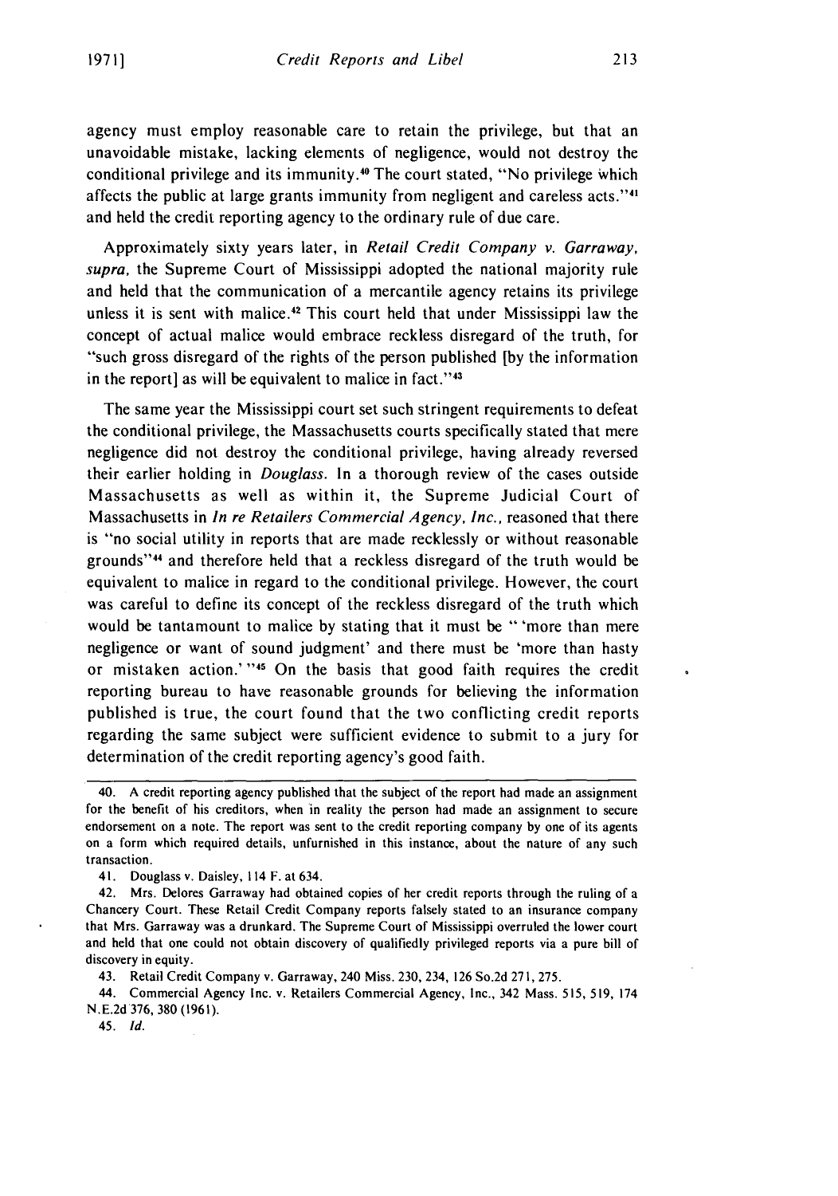agency must employ reasonable care to retain the privilege, but that an unavoidable mistake, lacking elements of negligence, would not destroy the conditional privilege and its immunity.[40] The court stated, "No privilege which affects the public at large grants immunity from negligent and careless acts."[41] and held the credit reporting agency to the ordinary rule of due care.

Approximately sixty years later, in *Retail Credit Company v. Garraway, supra,* the Supreme Court of Mississippi adopted the national majority rule and held that the communication of a mercantile agency retains its privilege unless it is sent with malice.[42] This court held that under Mississippi law the concept of actual malice would embrace reckless disregard of the truth, for "such gross disregard of the rights of the person published [by the information in the report] as will be equivalent to malice in fact."[43]

The same year the Mississippi court set such stringent requirements to defeat the conditional privilege, the Massachusetts courts specifically stated that mere negligence did not destroy the conditional privilege, having already reversed their earlier holding in *Douglass.* In a thorough review of the cases outside Massachusetts as well as within it, the Supreme Judicial Court of Massachusetts in *In re Retailers Commercial Agency, Inc.,* reasoned that there is "no social utility in reports that are made recklessly or without reasonable grounds"[44] and therefore held that a reckless disregard of the truth would be equivalent to malice in regard to the conditional privilege. However, the court was careful to define its concept of the reckless disregard of the truth which would be tantamount to malice by stating that it must be " 'more than mere negligence or want of sound judgment' and there must be 'more than hasty or mistaken action.' "[45] On the basis that good faith requires the credit reporting bureau to have reasonable grounds for believing the information published is true, the court found that the two conflicting credit reports regarding the same subject were sufficient evidence to submit to a jury for determination of the credit reporting agency's good faith.

---

40. A credit reporting agency published that the subject of the report had made an assignment for the benefit of his creditors, when in reality the person had made an assignment to secure endorsement on a note. The report was sent to the credit reporting company by one of its agents on a form which required details, unfurnished in this instance, about the nature of any such transaction.

41. Douglass v. Daisley, 114 F. at 634.

42. Mrs. Delores Garraway had obtained copies of her credit reports through the ruling of a Chancery Court. These Retail Credit Company reports falsely stated to an insurance company that Mrs. Garraway was a drunkard. The Supreme Court of Mississippi overruled the lower court and held that one could not obtain discovery of qualifiedly privileged reports via a pure bill of discovery in equity.

43. Retail Credit Company v. Garraway, 240 Miss. 230, 234, 126 So.2d 271, 275.

44. Commercial Agency Inc. v. Retailers Commercial Agency, Inc., 342 Mass. 515, 519, 174 N.E.2d 376, 380 (1961).

45. *Id.*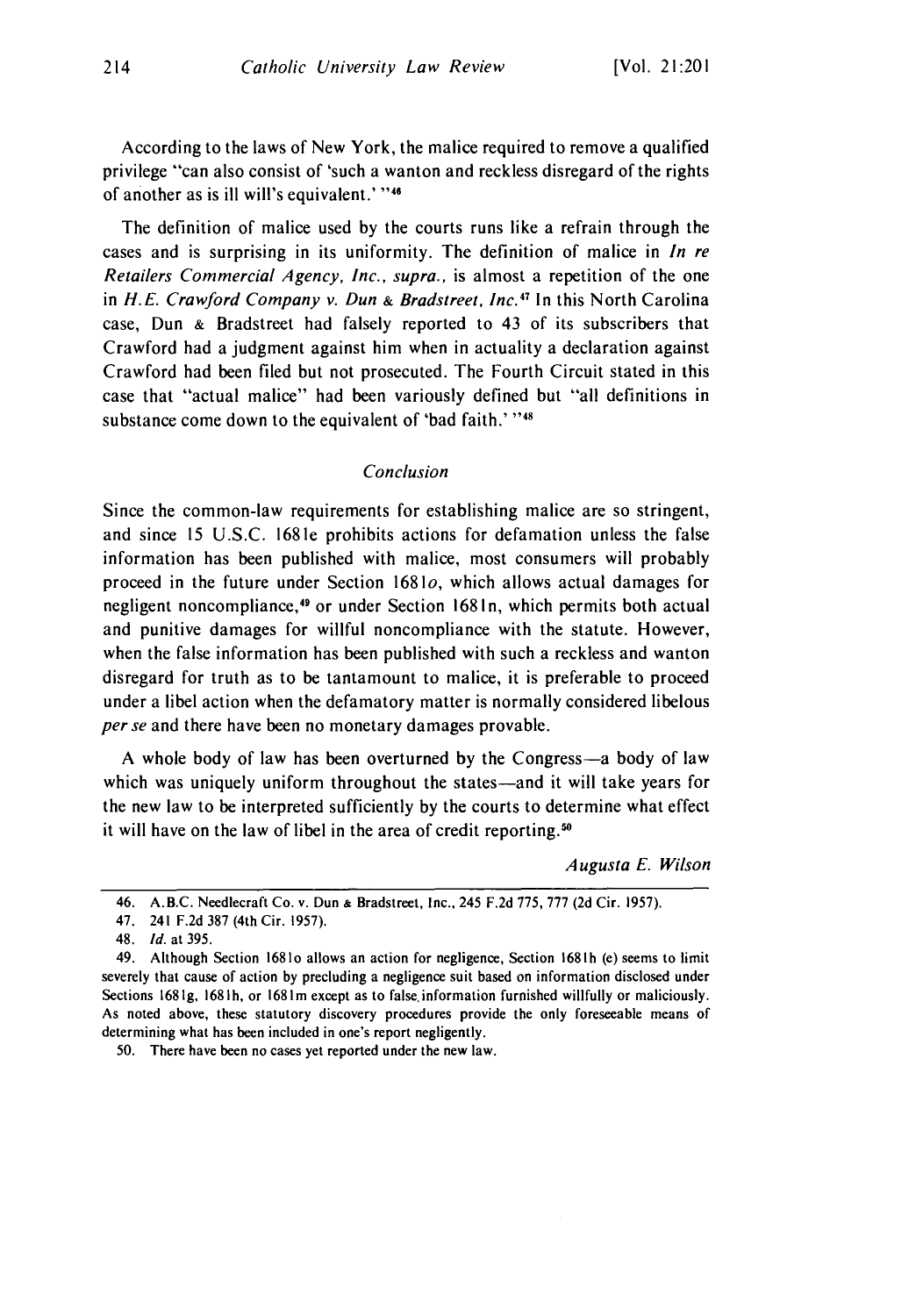According to the laws of New York, the malice required to remove a qualified privilege "can also consist of 'such a wanton and reckless disregard of the rights of another as is ill will's equivalent.' "[46]

The definition of malice used by the courts runs like a refrain through the cases and is surprising in its uniformity. The definition of malice in *In re Retailers Commercial Agency, Inc., supra.*, is almost a repetition of the one in *H.E. Crawford Company v. Dun & Bradstreet, Inc.*[47] In this North Carolina case, Dun & Bradstreet had falsely reported to 43 of its subscribers that Crawford had a judgment against him when in actuality a declaration against Crawford had been filed but not prosecuted. The Fourth Circuit stated in this case that "actual malice" had been variously defined but "all definitions in substance come down to the equivalent of 'bad faith.' "[48]

## *Conclusion*

Since the common-law requirements for establishing malice are so stringent, and since 15 U.S.C. 1681e prohibits actions for defamation unless the false information has been published with malice, most consumers will probably proceed in the future under Section 1681*o*, which allows actual damages for negligent noncompliance,[49] or under Section 1681n, which permits both actual and punitive damages for willful noncompliance with the statute. However, when the false information has been published with such a reckless and wanton disregard for truth as to be tantamount to malice, it is preferable to proceed under a libel action when the defamatory matter is normally considered libelous *per se* and there have been no monetary damages provable.

A whole body of law has been overturned by the Congress—a body of law which was uniquely uniform throughout the states—and it will take years for the new law to be interpreted sufficiently by the courts to determine what effect it will have on the law of libel in the area of credit reporting.[50]

*Augusta E. Wilson*

---

46. A.B.C. Needlecraft Co. v. Dun & Bradstreet, Inc., 245 F.2d 775, 777 (2d Cir. 1957).

47. 241 F.2d 387 (4th Cir. 1957).

48. *Id.* at 395.

49. Although Section 1681o allows an action for negligence, Section 1681h (e) seems to limit severely that cause of action by precluding a negligence suit based on information disclosed under Sections 1681g, 1681h, or 1681m except as to false information furnished willfully or maliciously. As noted above, these statutory discovery procedures provide the only foreseeable means of determining what has been included in one's report negligently.

50. There have been no cases yet reported under the new law.